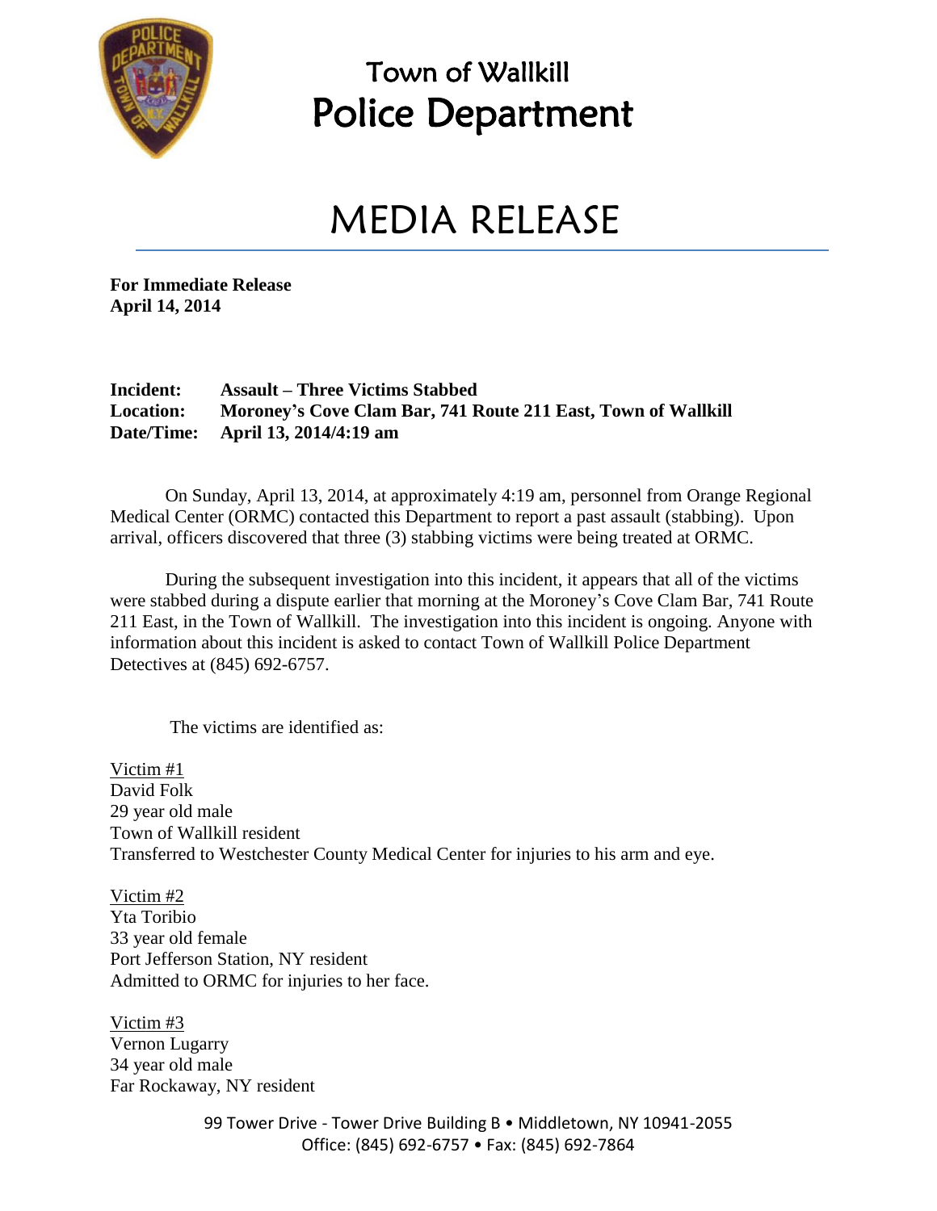# Town of Wallkill
# Police Department

## MEDIA RELEASE

**For Immediate Release**
**April 14, 2014**

**Incident:** **Assault – Three Victims Stabbed**
**Location:** **Moroney's Cove Clam Bar, 741 Route 211 East, Town of Wallkill**
**Date/Time:** **April 13, 2014/4:19 am**

On Sunday, April 13, 2014, at approximately 4:19 am, personnel from Orange Regional Medical Center (ORMC) contacted this Department to report a past assault (stabbing). Upon arrival, officers discovered that three (3) stabbing victims were being treated at ORMC.

During the subsequent investigation into this incident, it appears that all of the victims were stabbed during a dispute earlier that morning at the Moroney's Cove Clam Bar, 741 Route 211 East, in the Town of Wallkill. The investigation into this incident is ongoing. Anyone with information about this incident is asked to contact Town of Wallkill Police Department Detectives at (845) 692-6757.

The victims are identified as:

Victim #1
David Folk
29 year old male
Town of Wallkill resident
Transferred to Westchester County Medical Center for injuries to his arm and eye.

Victim #2
Yta Toribio
33 year old female
Port Jefferson Station, NY resident
Admitted to ORMC for injuries to her face.

Victim #3
Vernon Lugarry
34 year old male
Far Rockaway, NY resident

99 Tower Drive - Tower Drive Building B • Middletown, NY 10941-2055
Office: (845) 692-6757 • Fax: (845) 692-7864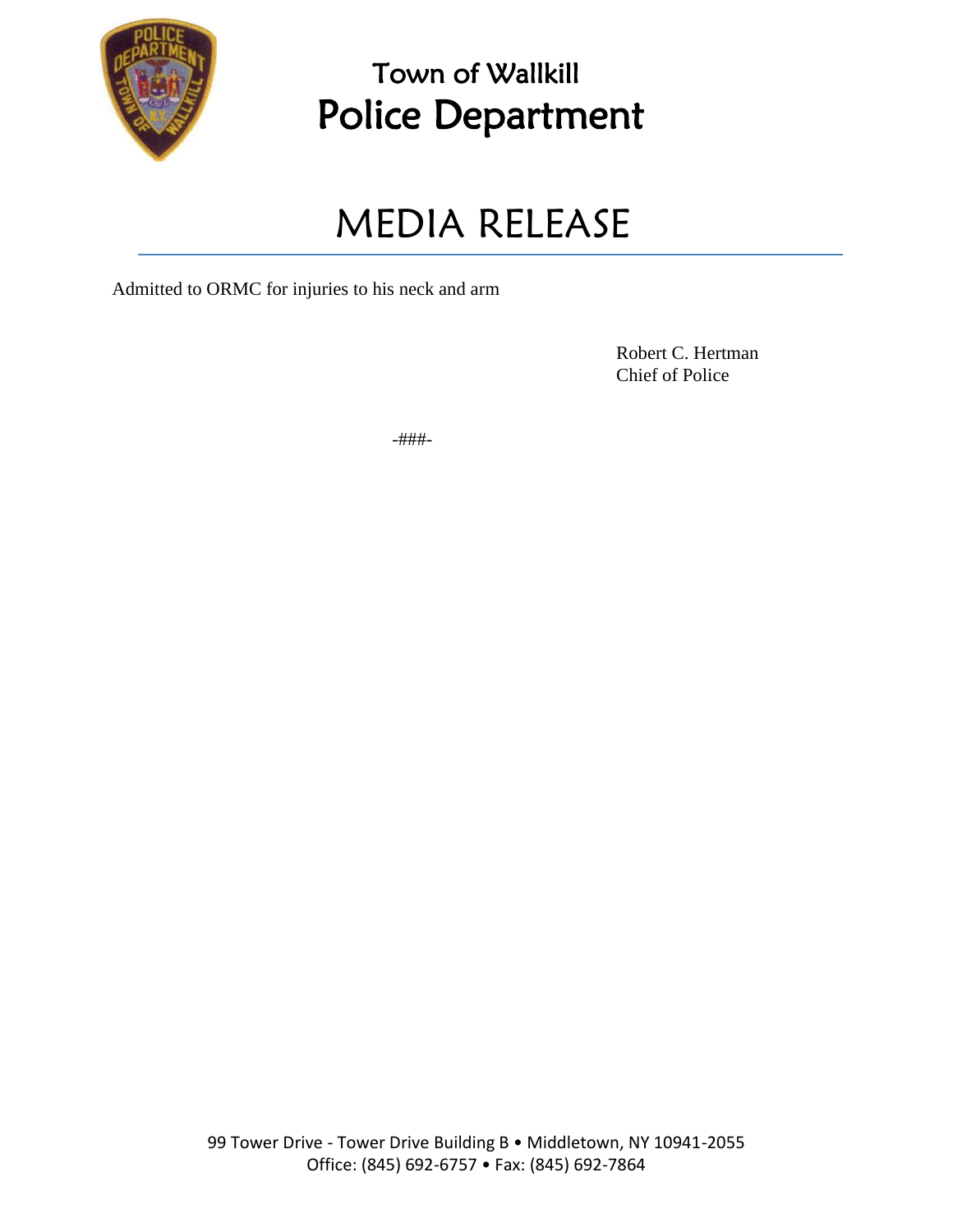Town of Wallkill
# Police Department

# MEDIA RELEASE

Admitted to ORMC for injuries to his neck and arm

Robert C. Hertman
Chief of Police

-###-

99 Tower Drive - Tower Drive Building B • Middletown, NY 10941-2055
Office: (845) 692-6757 • Fax: (845) 692-7864